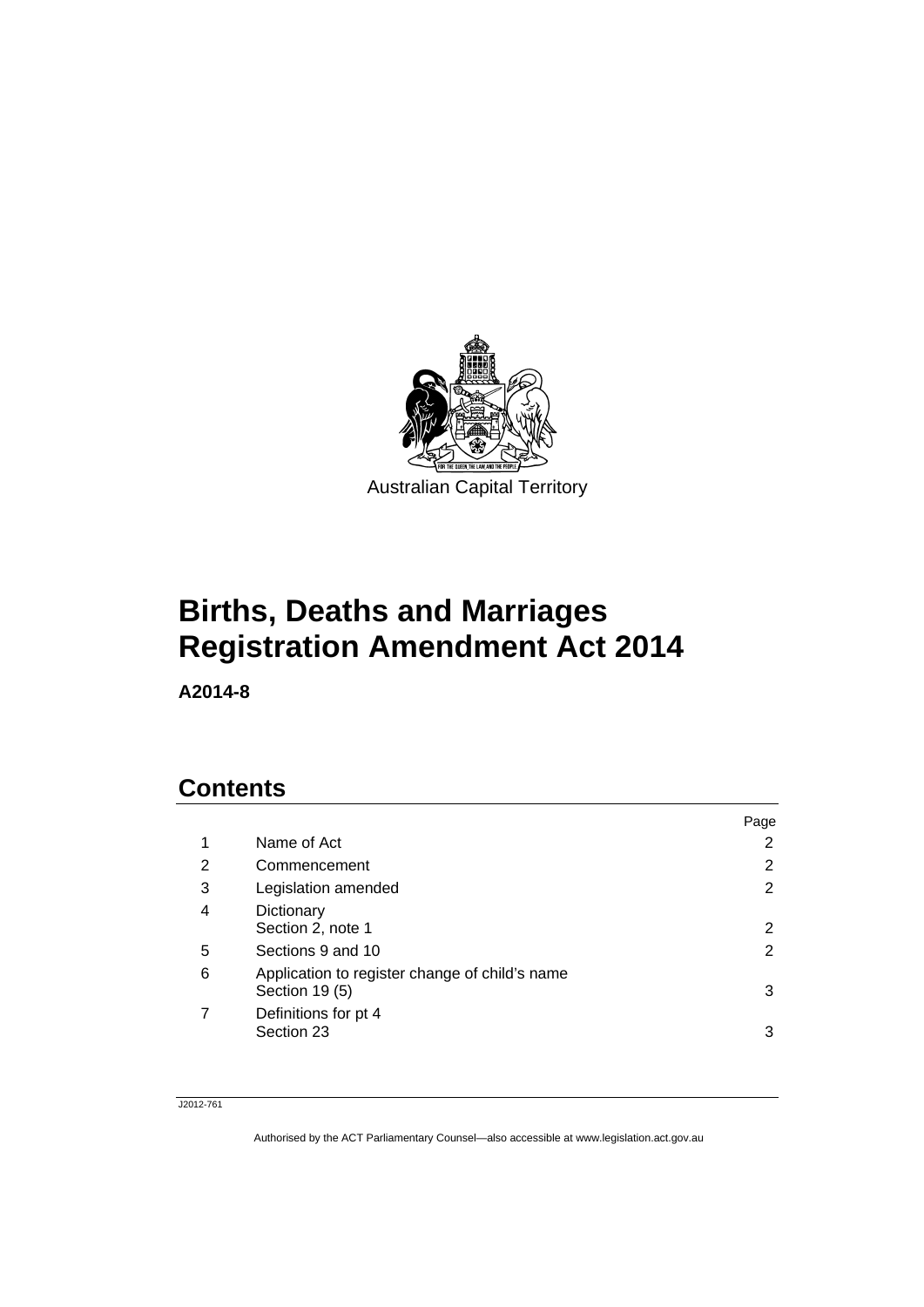Australian Capital Territory

# Births, Deaths and Marriages Registration Amendment Act 2014

**A2014-8**

## Contents

| | | Page |
|---|---|---|
| 1 | Name of Act | 2 |
| 2 | Commencement | 2 |
| 3 | Legislation amended | 2 |
| 4 | Dictionary<br>Section 2, note 1 | 2 |
| 5 | Sections 9 and 10 | 2 |
| 6 | Application to register change of child's name<br>Section 19 (5) | 3 |
| 7 | Definitions for pt 4<br>Section 23 | 3 |

J2012-761

Authorised by the ACT Parliamentary Counsel—also accessible at www.legislation.act.gov.au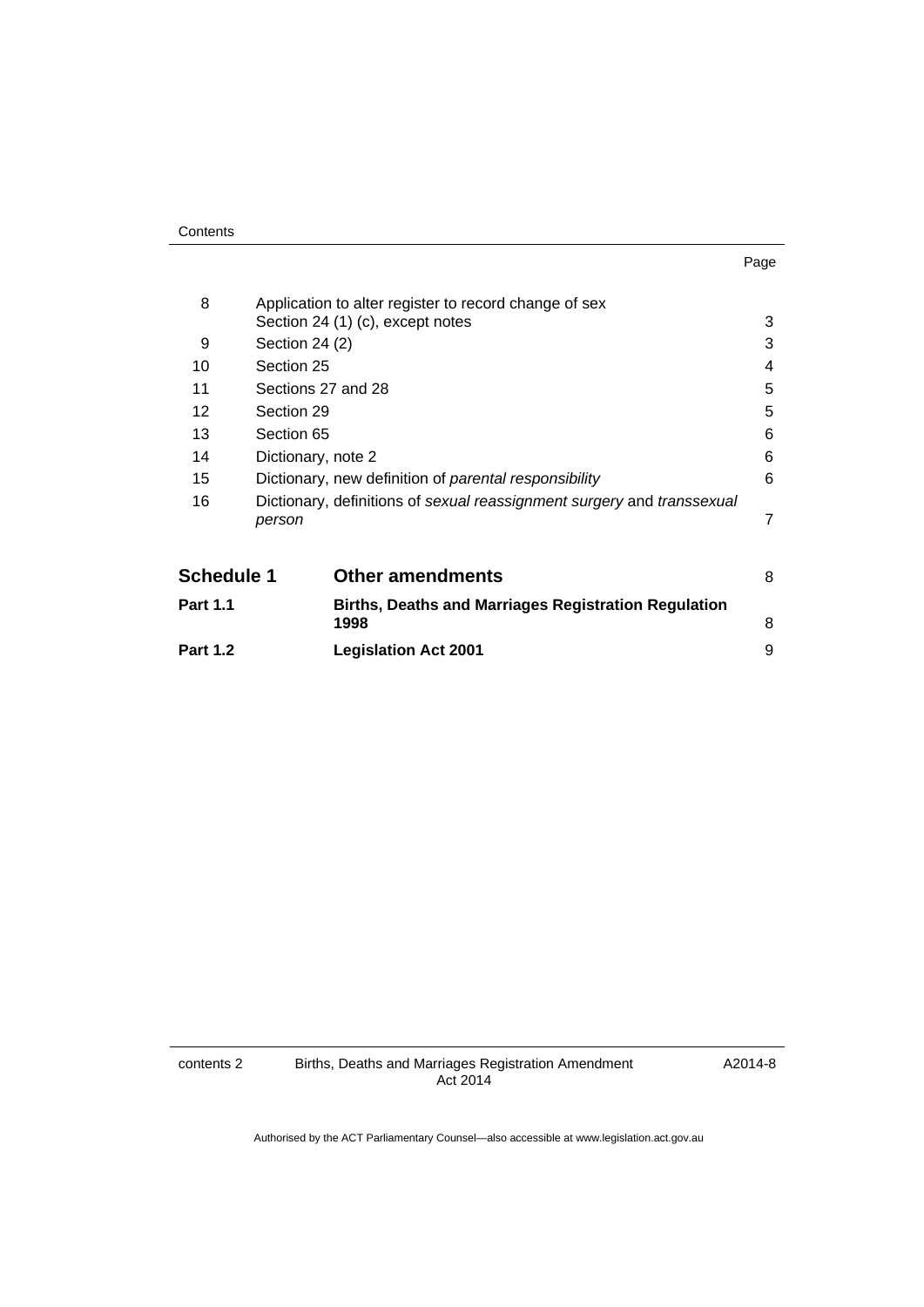| | | Page |
|---|---|---|
| 8 | Application to alter register to record change of sex Section 24 (1) (c), except notes | 3 |
| 9 | Section 24 (2) | 3 |
| 10 | Section 25 | 4 |
| 11 | Sections 27 and 28 | 5 |
| 12 | Section 29 | 5 |
| 13 | Section 65 | 6 |
| 14 | Dictionary, note 2 | 6 |
| 15 | Dictionary, new definition of *parental responsibility* | 6 |
| 16 | Dictionary, definitions of *sexual reassignment surgery* and *transsexual person* | 7 |

| | | |
|---|---|---|
| **Schedule 1** | **Other amendments** | 8 |
| **Part 1.1** | **Births, Deaths and Marriages Registration Regulation 1998** | 8 |
| **Part 1.2** | **Legislation Act 2001** | 9 |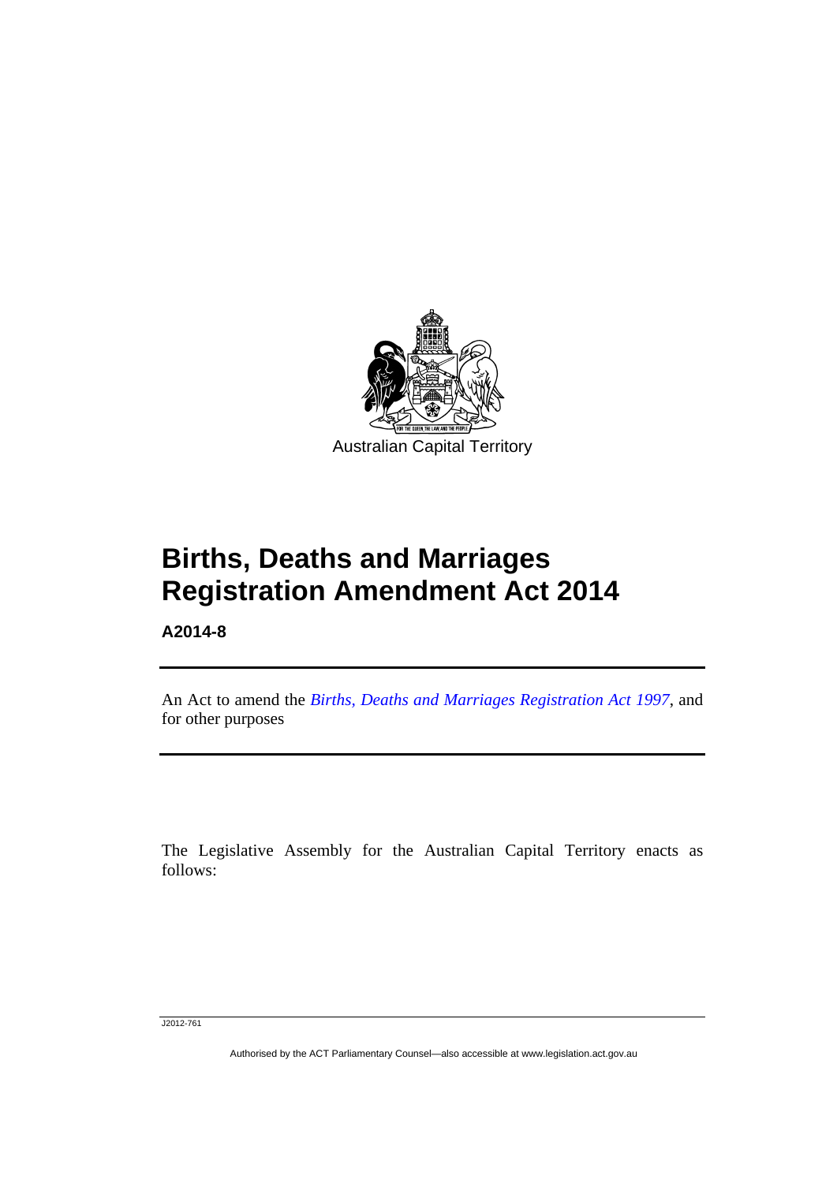Australian Capital Territory

# Births, Deaths and Marriages Registration Amendment Act 2014

**A2014-8**

An Act to amend the *Births, Deaths and Marriages Registration Act 1997*, and for other purposes

The Legislative Assembly for the Australian Capital Territory enacts as follows: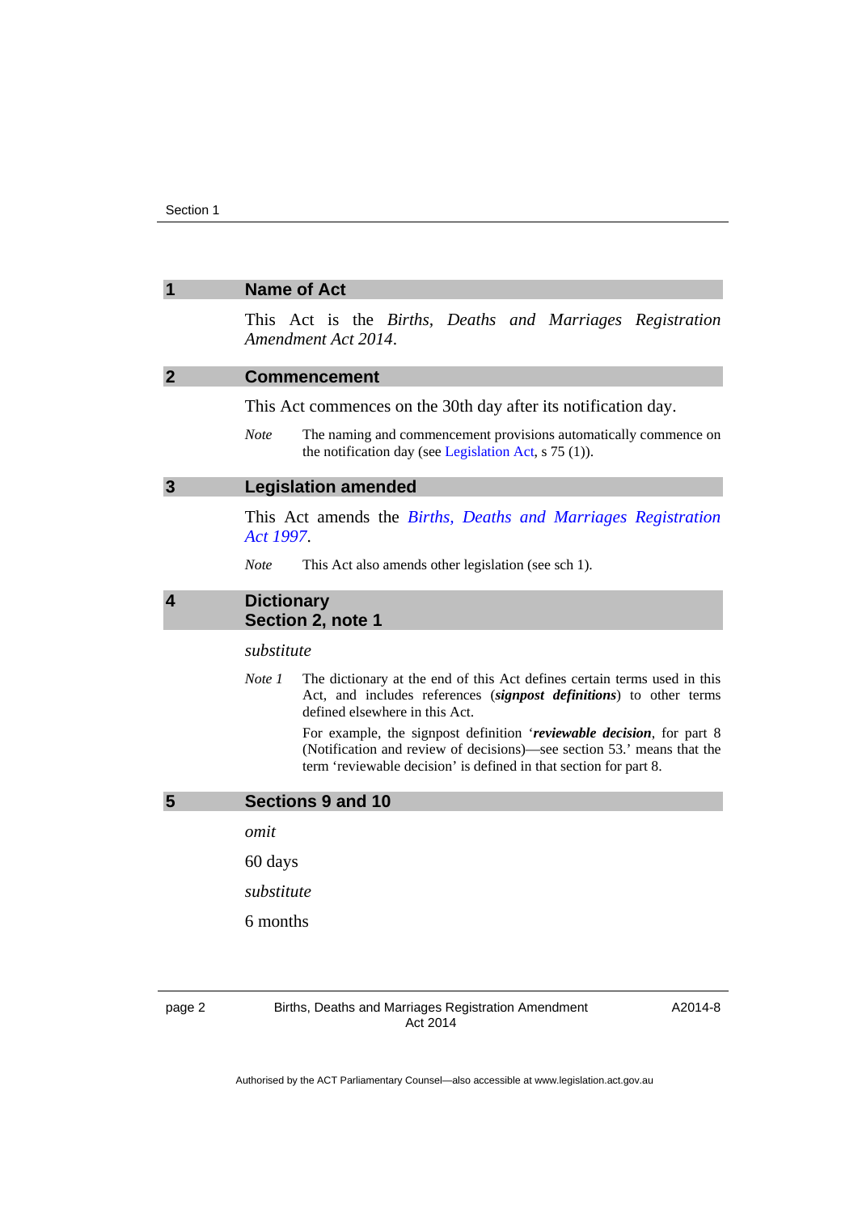## 1 Name of Act

This Act is the *Births, Deaths and Marriages Registration Amendment Act 2014*.

## 2 Commencement

This Act commences on the 30th day after its notification day.

*Note* The naming and commencement provisions automatically commence on the notification day (see Legislation Act, s 75 (1)).

## 3 Legislation amended

This Act amends the *Births, Deaths and Marriages Registration Act 1997*.

*Note* This Act also amends other legislation (see sch 1).

## 4 Dictionary Section 2, note 1

*substitute*

*Note 1* The dictionary at the end of this Act defines certain terms used in this Act, and includes references (***signpost definitions***) to other terms defined elsewhere in this Act.

For example, the signpost definition '***reviewable decision***, for part 8 (Notification and review of decisions)—see section 53.' means that the term 'reviewable decision' is defined in that section for part 8.

## 5 Sections 9 and 10

*omit*

60 days

*substitute*

6 months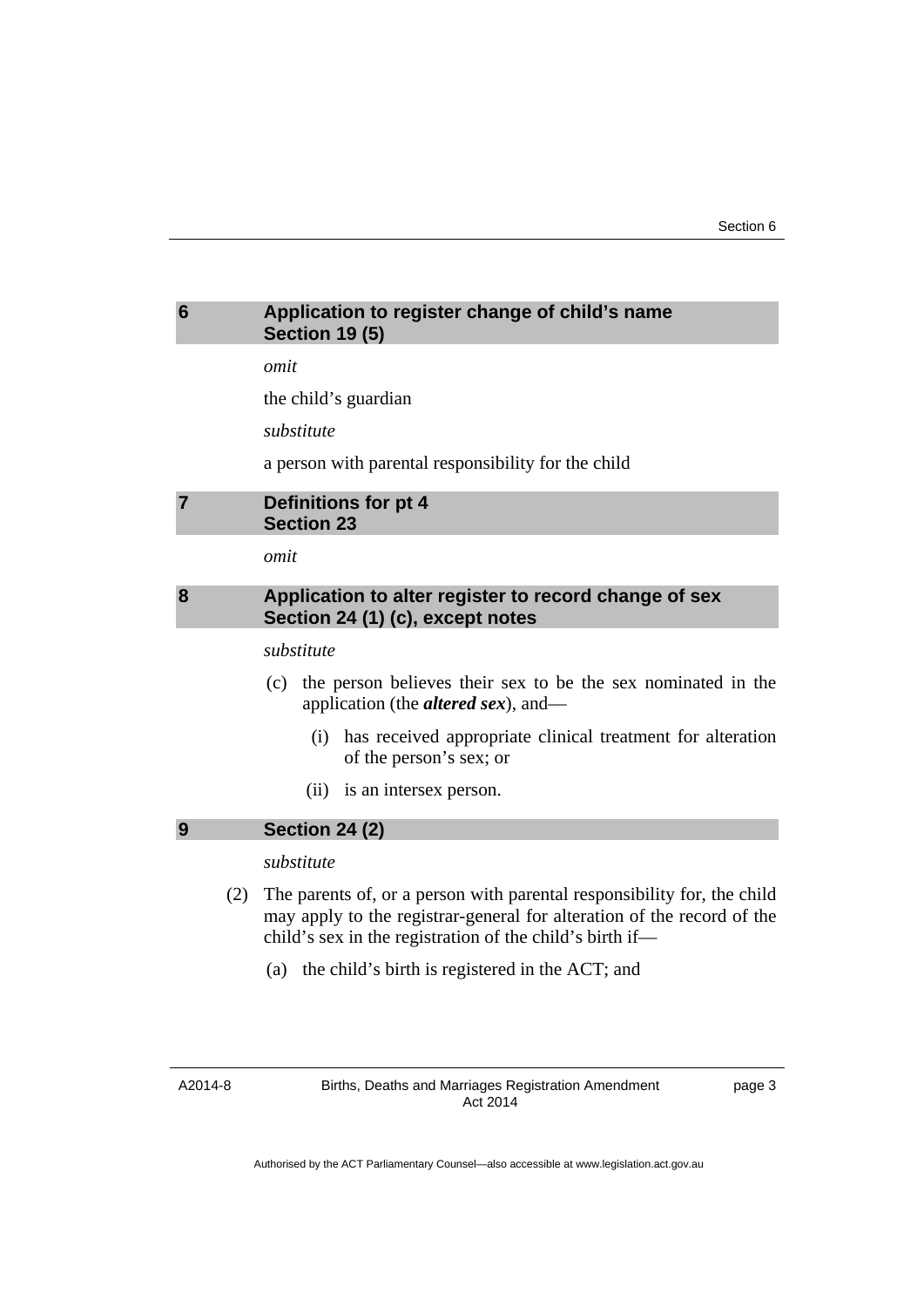## 6 Application to register change of child's name
## Section 19 (5)

*omit*

the child's guardian

*substitute*

a person with parental responsibility for the child

## 7 Definitions for pt 4
## Section 23

*omit*

## 8 Application to alter register to record change of sex
## Section 24 (1) (c), except notes

*substitute*

(c) the person believes their sex to be the sex nominated in the application (the ***altered sex***), and—

(i) has received appropriate clinical treatment for alteration of the person's sex; or

(ii) is an intersex person.

## 9 Section 24 (2)

*substitute*

(2) The parents of, or a person with parental responsibility for, the child may apply to the registrar-general for alteration of the record of the child's sex in the registration of the child's birth if—

(a) the child's birth is registered in the ACT; and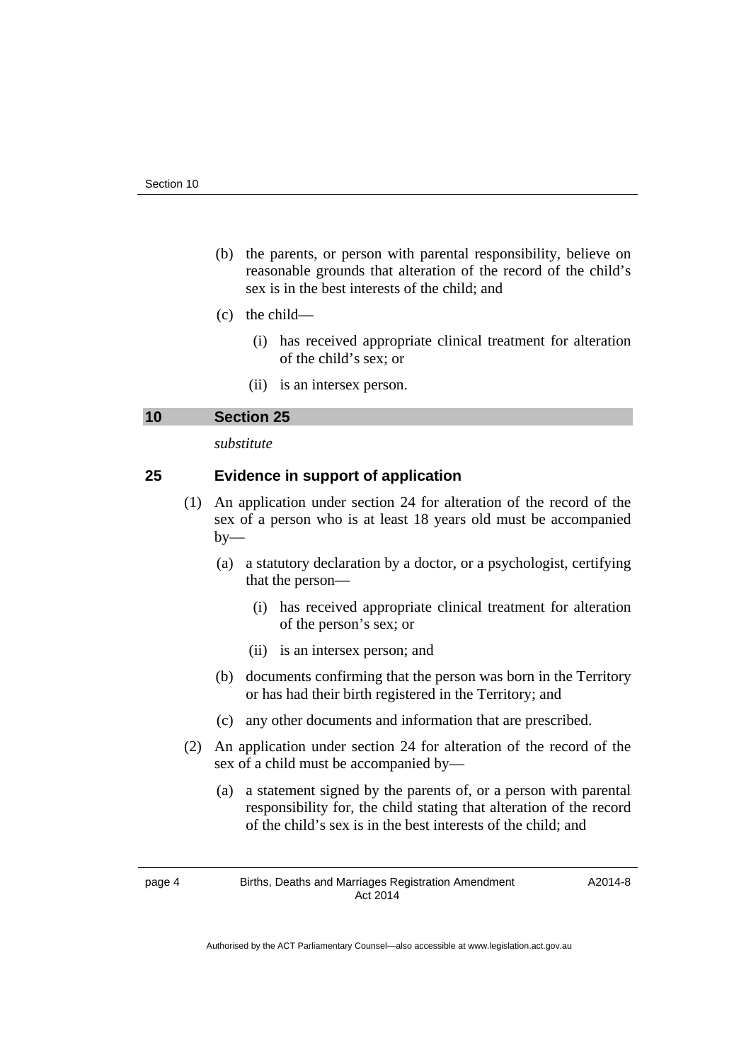(b) the parents, or person with parental responsibility, believe on reasonable grounds that alteration of the record of the child's sex is in the best interests of the child; and

(c) the child—

(i) has received appropriate clinical treatment for alteration of the child's sex; or

(ii) is an intersex person.

## 10 Section 25

*substitute*

### 25 Evidence in support of application

(1) An application under section 24 for alteration of the record of the sex of a person who is at least 18 years old must be accompanied by—

(a) a statutory declaration by a doctor, or a psychologist, certifying that the person—

(i) has received appropriate clinical treatment for alteration of the person's sex; or

(ii) is an intersex person; and

(b) documents confirming that the person was born in the Territory or has had their birth registered in the Territory; and

(c) any other documents and information that are prescribed.

(2) An application under section 24 for alteration of the record of the sex of a child must be accompanied by—

(a) a statement signed by the parents of, or a person with parental responsibility for, the child stating that alteration of the record of the child's sex is in the best interests of the child; and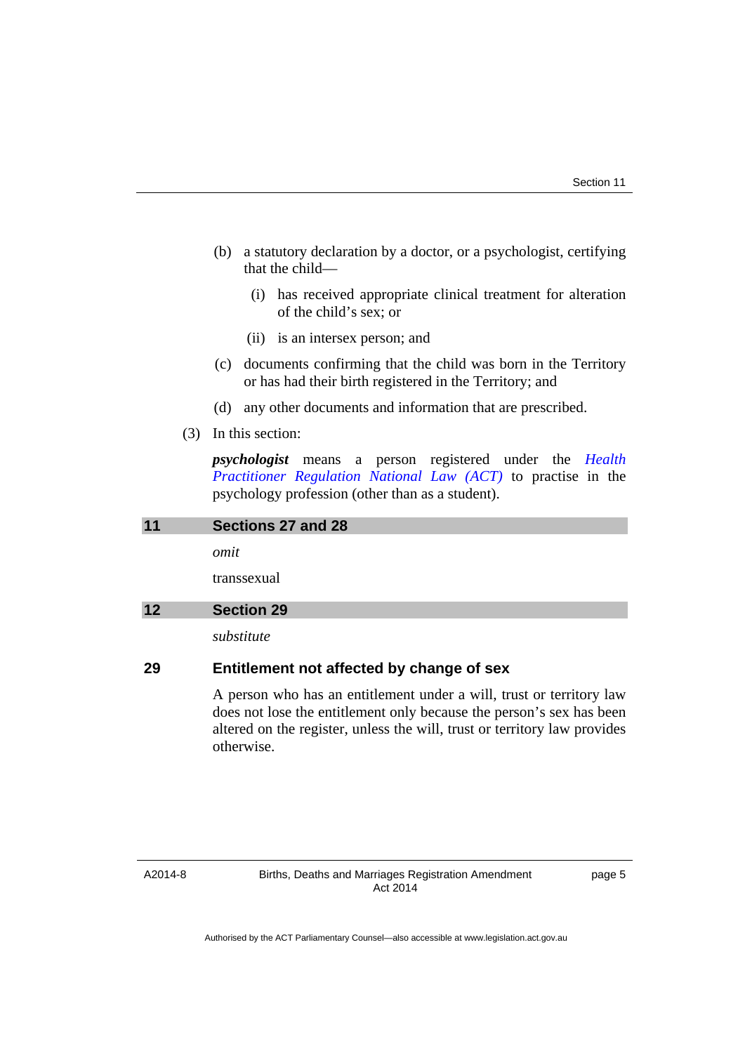(b) a statutory declaration by a doctor, or a psychologist, certifying that the child—

   (i) has received appropriate clinical treatment for alteration of the child's sex; or

   (ii) is an intersex person; and

(c) documents confirming that the child was born in the Territory or has had their birth registered in the Territory; and

(d) any other documents and information that are prescribed.

(3) In this section:

***psychologist*** means a person registered under the *Health Practitioner Regulation National Law (ACT)* to practise in the psychology profession (other than as a student).

## 11 Sections 27 and 28

*omit*

transsexual

## 12 Section 29

*substitute*

### 29 Entitlement not affected by change of sex

A person who has an entitlement under a will, trust or territory law does not lose the entitlement only because the person's sex has been altered on the register, unless the will, trust or territory law provides otherwise.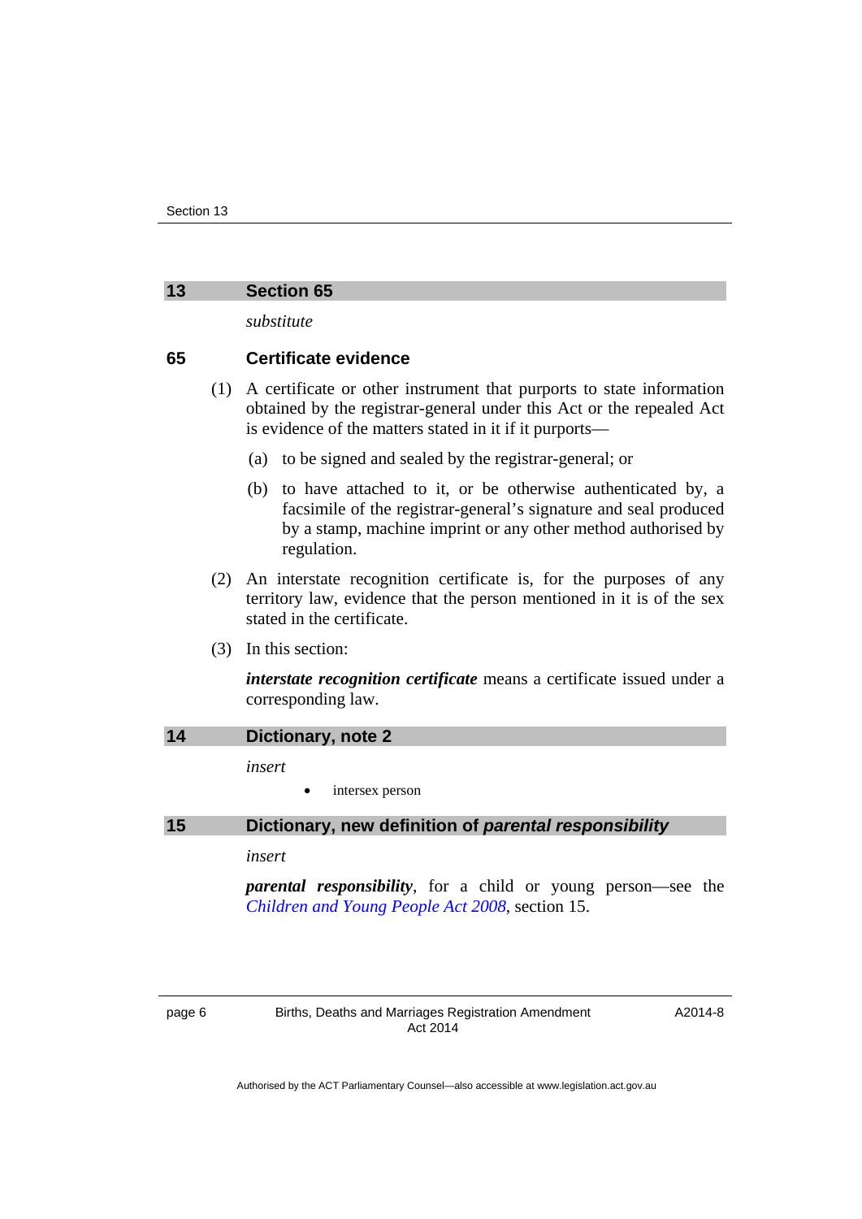## 13 Section 65

*substitute*

### 65 Certificate evidence

(1) A certificate or other instrument that purports to state information obtained by the registrar-general under this Act or the repealed Act is evidence of the matters stated in it if it purports—

(a) to be signed and sealed by the registrar-general; or

(b) to have attached to it, or be otherwise authenticated by, a facsimile of the registrar-general's signature and seal produced by a stamp, machine imprint or any other method authorised by regulation.

(2) An interstate recognition certificate is, for the purposes of any territory law, evidence that the person mentioned in it is of the sex stated in the certificate.

(3) In this section:

***interstate recognition certificate*** means a certificate issued under a corresponding law.

## 14 Dictionary, note 2

*insert*

- intersex person

## 15 Dictionary, new definition of *parental responsibility*

*insert*

***parental responsibility***, for a child or young person—see the *Children and Young People Act 2008*, section 15.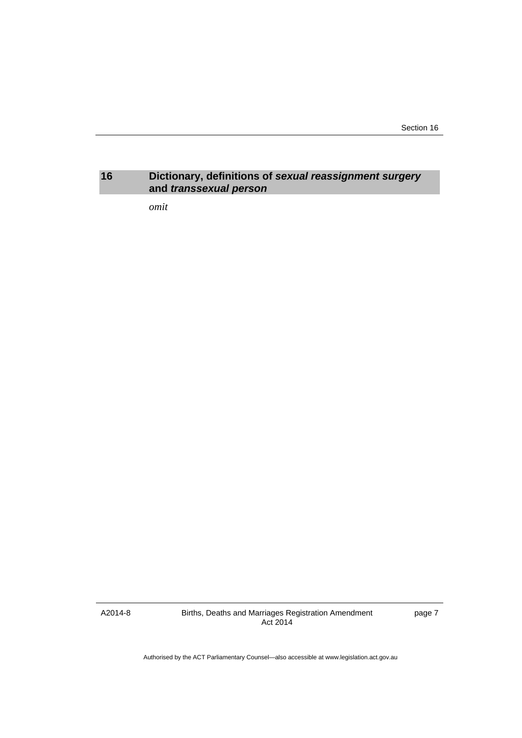## 16 Dictionary, definitions of *sexual reassignment surgery* and *transsexual person*

*omit*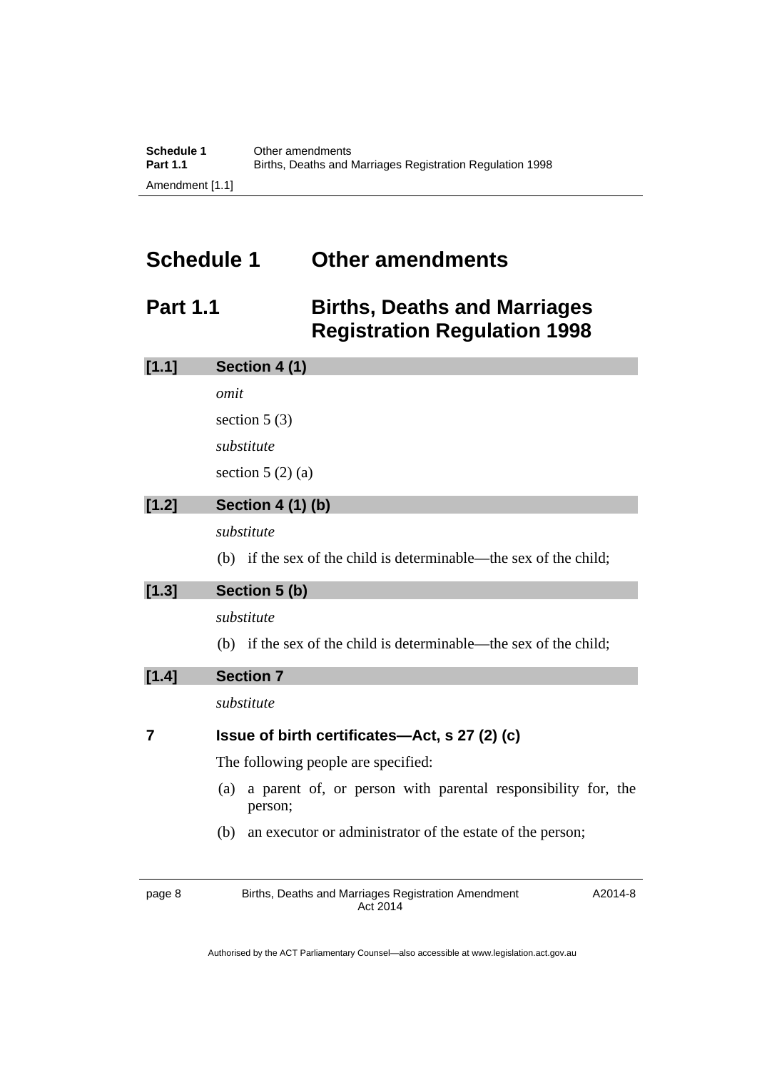# Schedule 1 Other amendments

## Part 1.1 Births, Deaths and Marriages Registration Regulation 1998

### [1.1] Section 4 (1)

*omit*

section 5 (3)

*substitute*

section 5 (2) (a)

### [1.2] Section 4 (1) (b)

*substitute*

(b) if the sex of the child is determinable—the sex of the child;

### [1.3] Section 5 (b)

*substitute*

(b) if the sex of the child is determinable—the sex of the child;

### [1.4] Section 7

*substitute*

**7 Issue of birth certificates—Act, s 27 (2) (c)**

The following people are specified:

(a) a parent of, or person with parental responsibility for, the person;

(b) an executor or administrator of the estate of the person;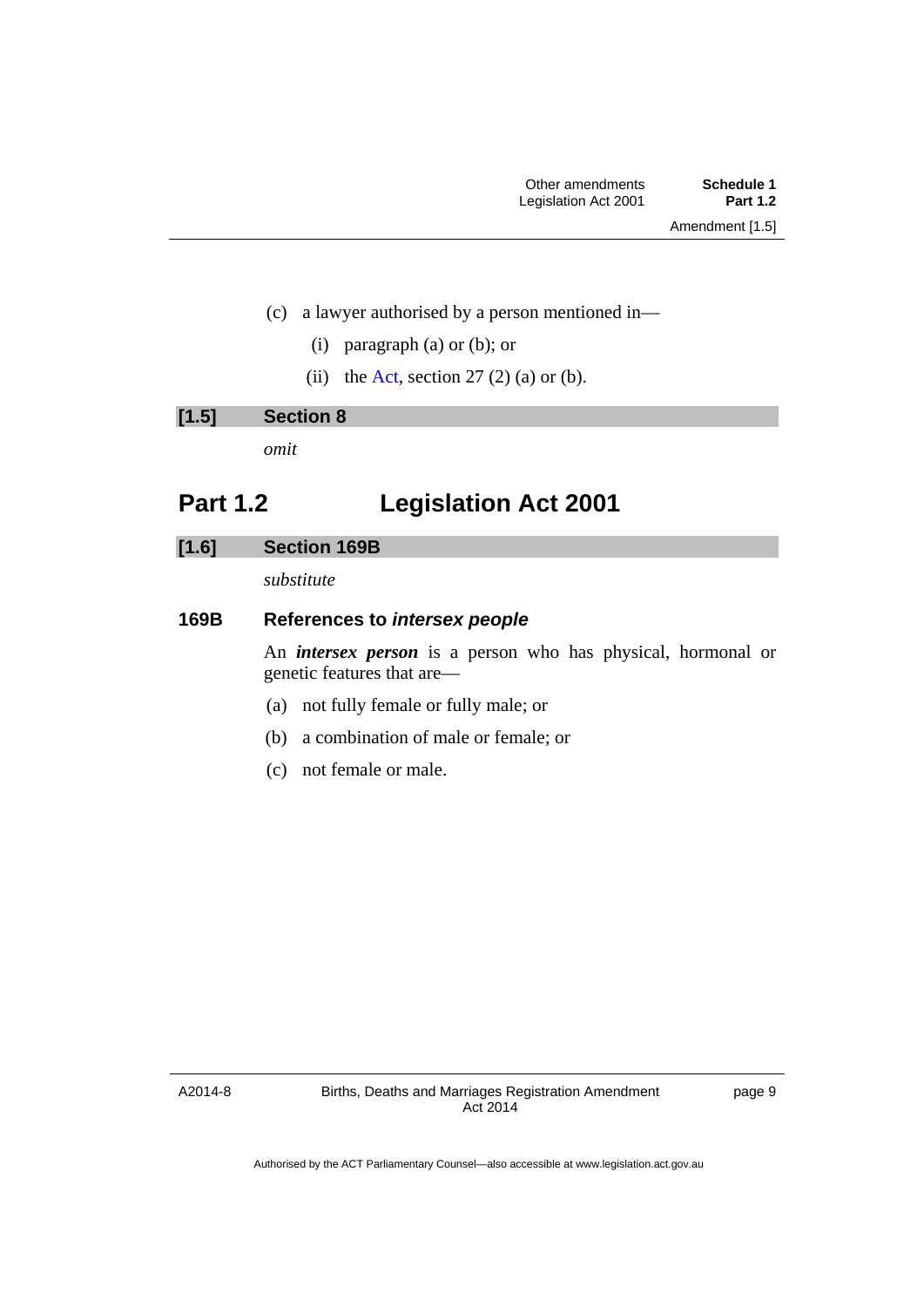(c) a lawyer authorised by a person mentioned in—

 (i) paragraph (a) or (b); or

 (ii) the Act, section 27 (2) (a) or (b).

**[1.5] Section 8**

*omit*

## Part 1.2 Legislation Act 2001

**[1.6] Section 169B**

*substitute*

### 169B References to *intersex people*

An ***intersex person*** is a person who has physical, hormonal or genetic features that are—

(a) not fully female or fully male; or

(b) a combination of male or female; or

(c) not female or male.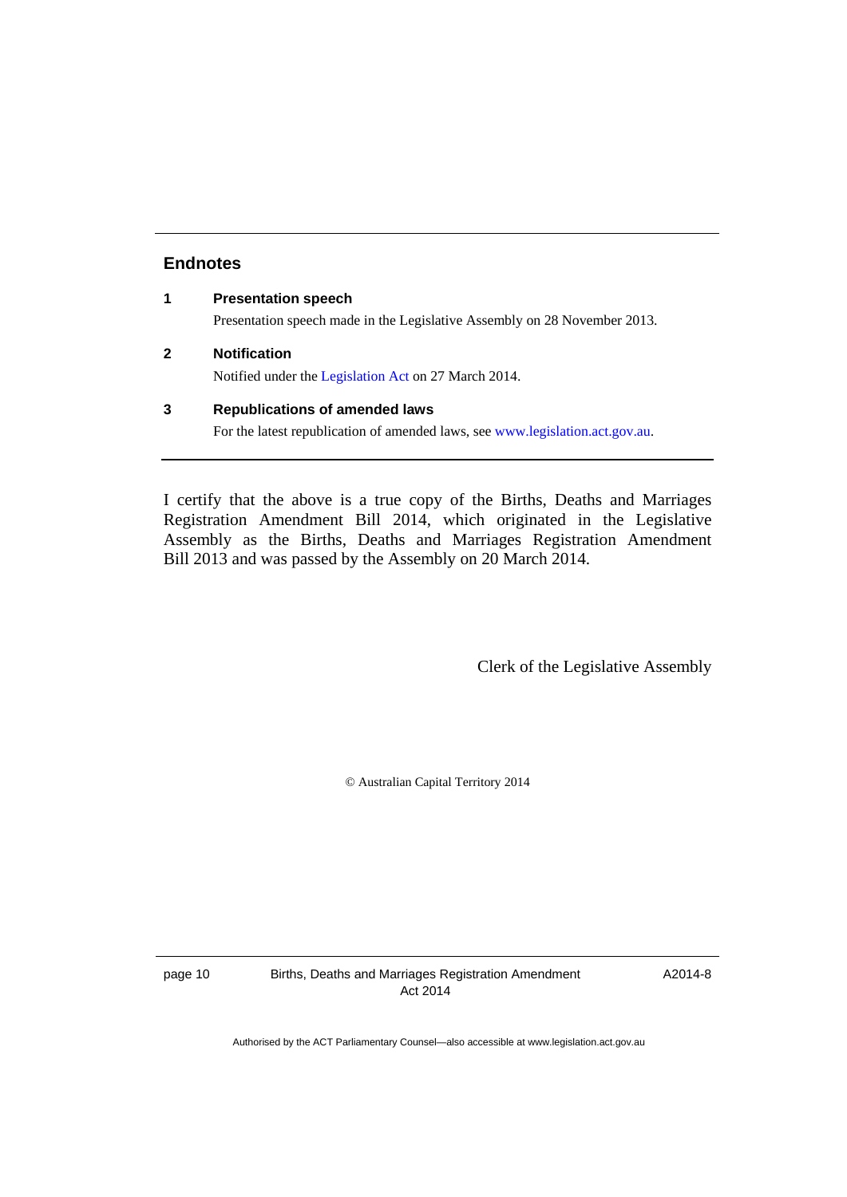## Endnotes

### 1 Presentation speech

Presentation speech made in the Legislative Assembly on 28 November 2013.

### 2 Notification

Notified under the Legislation Act on 27 March 2014.

### 3 Republications of amended laws

For the latest republication of amended laws, see www.legislation.act.gov.au.

---

I certify that the above is a true copy of the Births, Deaths and Marriages Registration Amendment Bill 2014, which originated in the Legislative Assembly as the Births, Deaths and Marriages Registration Amendment Bill 2013 and was passed by the Assembly on 20 March 2014.

Clerk of the Legislative Assembly

© Australian Capital Territory 2014